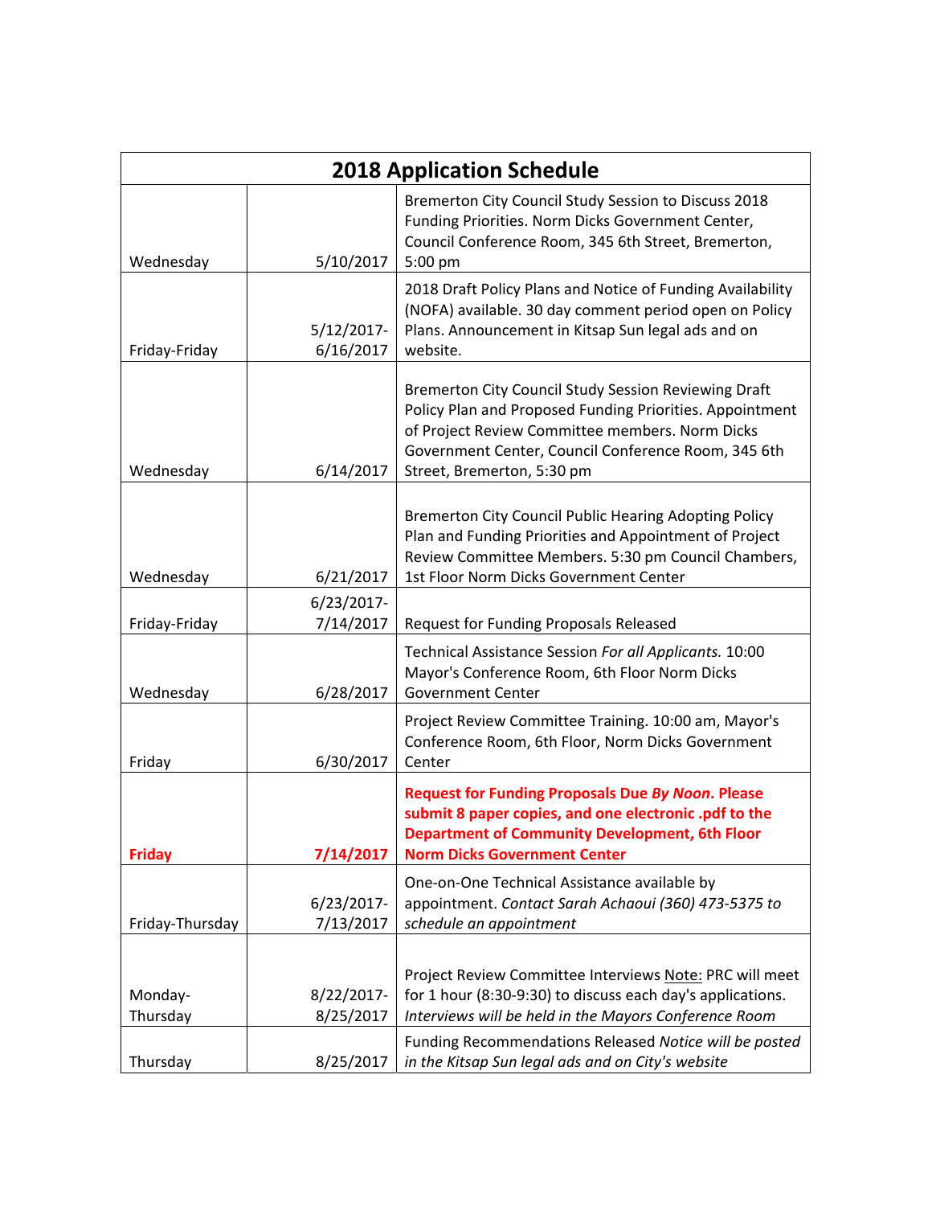| 2018 Application Schedule | | |
|---|---|---|
| Wednesday | 5/10/2017 | Bremerton City Council Study Session to Discuss 2018 Funding Priorities. Norm Dicks Government Center, Council Conference Room, 345 6th Street, Bremerton, 5:00 pm |
| Friday-Friday | 5/12/2017-6/16/2017 | 2018 Draft Policy Plans and Notice of Funding Availability (NOFA) available. 30 day comment period open on Policy Plans. Announcement in Kitsap Sun legal ads and on website. |
| Wednesday | 6/14/2017 | Bremerton City Council Study Session Reviewing Draft Policy Plan and Proposed Funding Priorities. Appointment of Project Review Committee members. Norm Dicks Government Center, Council Conference Room, 345 6th Street, Bremerton, 5:30 pm |
| Wednesday | 6/21/2017 | Bremerton City Council Public Hearing Adopting Policy Plan and Funding Priorities and Appointment of Project Review Committee Members. 5:30 pm Council Chambers, 1st Floor Norm Dicks Government Center |
| Friday-Friday | 6/23/2017-7/14/2017 | Request for Funding Proposals Released |
| Wednesday | 6/28/2017 | Technical Assistance Session *For all Applicants.* 10:00 Mayor's Conference Room, 6th Floor Norm Dicks Government Center |
| Friday | 6/30/2017 | Project Review Committee Training. 10:00 am, Mayor's Conference Room, 6th Floor, Norm Dicks Government Center |
| **Friday** | **7/14/2017** | **Request for Funding Proposals Due *By Noon*. Please submit 8 paper copies, and one electronic .pdf to the Department of Community Development, 6th Floor Norm Dicks Government Center** |
| Friday-Thursday | 6/23/2017-7/13/2017 | One-on-One Technical Assistance available by appointment. *Contact Sarah Achaoui (360) 473-5375 to schedule an appointment* |
| Monday-Thursday | 8/22/2017-8/25/2017 | Project Review Committee Interviews Note: PRC will meet for 1 hour (8:30-9:30) to discuss each day's applications. *Interviews will be held in the Mayors Conference Room* |
| Thursday | 8/25/2017 | Funding Recommendations Released *Notice will be posted in the Kitsap Sun legal ads and on City's website* |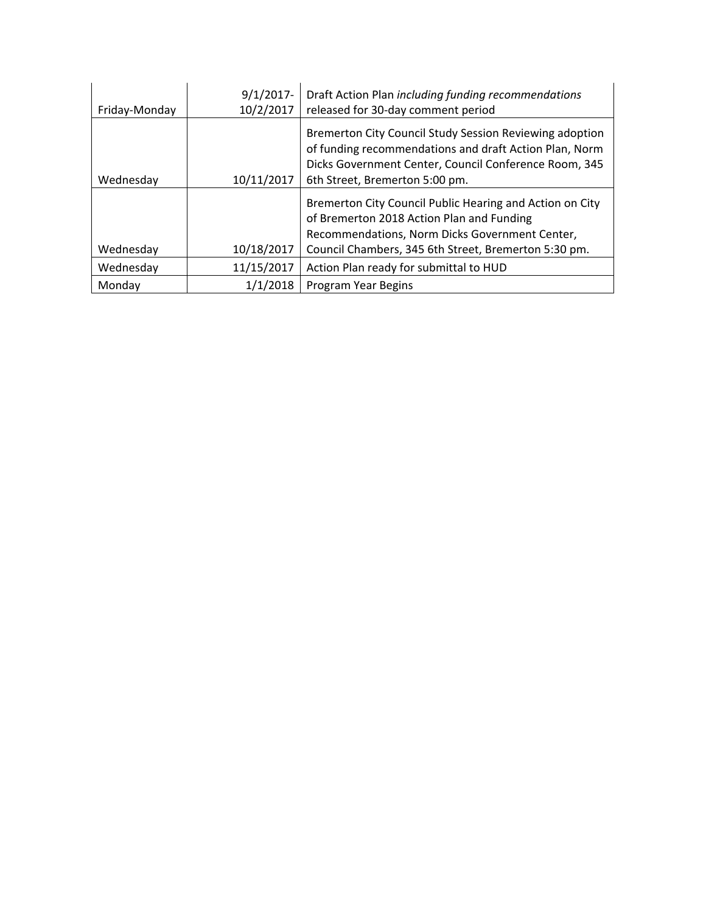| | | |
|---|---|---|
| Friday-Monday | 9/1/2017-10/2/2017 | Draft Action Plan *including funding recommendations* released for 30-day comment period |
| Wednesday | 10/11/2017 | Bremerton City Council Study Session Reviewing adoption of funding recommendations and draft Action Plan, Norm Dicks Government Center, Council Conference Room, 345 6th Street, Bremerton 5:00 pm. |
| Wednesday | 10/18/2017 | Bremerton City Council Public Hearing and Action on City of Bremerton 2018 Action Plan and Funding Recommendations, Norm Dicks Government Center, Council Chambers, 345 6th Street, Bremerton 5:30 pm. |
| Wednesday | 11/15/2017 | Action Plan ready for submittal to HUD |
| Monday | 1/1/2018 | Program Year Begins |